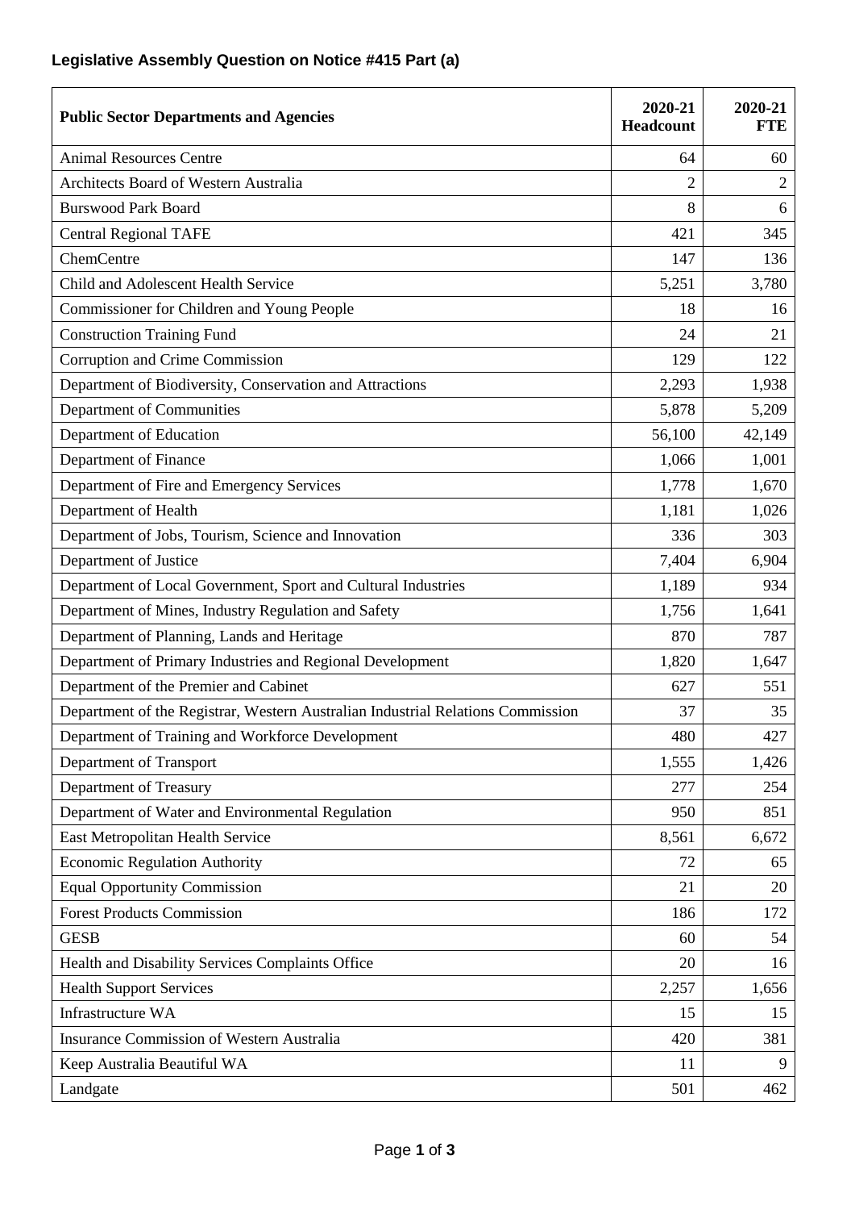**Legislative Assembly Question on Notice #415 Part (a)**

| Public Sector Departments and Agencies | 2020-21 Headcount | 2020-21 FTE |
|---|---|---|
| Animal Resources Centre | 64 | 60 |
| Architects Board of Western Australia | 2 | 2 |
| Burswood Park Board | 8 | 6 |
| Central Regional TAFE | 421 | 345 |
| ChemCentre | 147 | 136 |
| Child and Adolescent Health Service | 5,251 | 3,780 |
| Commissioner for Children and Young People | 18 | 16 |
| Construction Training Fund | 24 | 21 |
| Corruption and Crime Commission | 129 | 122 |
| Department of Biodiversity, Conservation and Attractions | 2,293 | 1,938 |
| Department of Communities | 5,878 | 5,209 |
| Department of Education | 56,100 | 42,149 |
| Department of Finance | 1,066 | 1,001 |
| Department of Fire and Emergency Services | 1,778 | 1,670 |
| Department of Health | 1,181 | 1,026 |
| Department of Jobs, Tourism, Science and Innovation | 336 | 303 |
| Department of Justice | 7,404 | 6,904 |
| Department of Local Government, Sport and Cultural Industries | 1,189 | 934 |
| Department of Mines, Industry Regulation and Safety | 1,756 | 1,641 |
| Department of Planning, Lands and Heritage | 870 | 787 |
| Department of Primary Industries and Regional Development | 1,820 | 1,647 |
| Department of the Premier and Cabinet | 627 | 551 |
| Department of the Registrar, Western Australian Industrial Relations Commission | 37 | 35 |
| Department of Training and Workforce Development | 480 | 427 |
| Department of Transport | 1,555 | 1,426 |
| Department of Treasury | 277 | 254 |
| Department of Water and Environmental Regulation | 950 | 851 |
| East Metropolitan Health Service | 8,561 | 6,672 |
| Economic Regulation Authority | 72 | 65 |
| Equal Opportunity Commission | 21 | 20 |
| Forest Products Commission | 186 | 172 |
| GESB | 60 | 54 |
| Health and Disability Services Complaints Office | 20 | 16 |
| Health Support Services | 2,257 | 1,656 |
| Infrastructure WA | 15 | 15 |
| Insurance Commission of Western Australia | 420 | 381 |
| Keep Australia Beautiful WA | 11 | 9 |
| Landgate | 501 | 462 |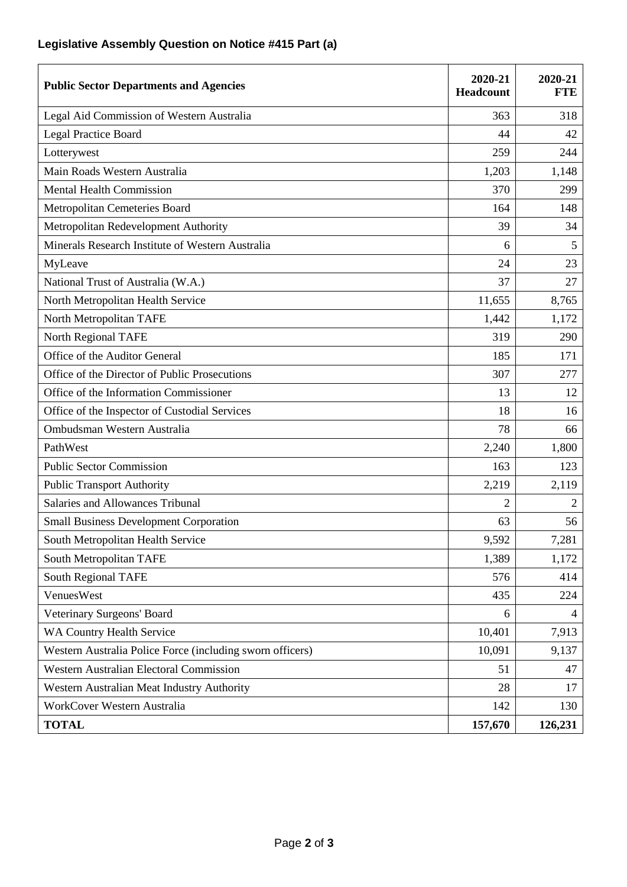**Legislative Assembly Question on Notice #415 Part (a)**

| **Public Sector Departments and Agencies** | **2020-21 Headcount** | **2020-21 FTE** |
|---|---|---|
| Legal Aid Commission of Western Australia | 363 | 318 |
| Legal Practice Board | 44 | 42 |
| Lotterywest | 259 | 244 |
| Main Roads Western Australia | 1,203 | 1,148 |
| Mental Health Commission | 370 | 299 |
| Metropolitan Cemeteries Board | 164 | 148 |
| Metropolitan Redevelopment Authority | 39 | 34 |
| Minerals Research Institute of Western Australia | 6 | 5 |
| MyLeave | 24 | 23 |
| National Trust of Australia (W.A.) | 37 | 27 |
| North Metropolitan Health Service | 11,655 | 8,765 |
| North Metropolitan TAFE | 1,442 | 1,172 |
| North Regional TAFE | 319 | 290 |
| Office of the Auditor General | 185 | 171 |
| Office of the Director of Public Prosecutions | 307 | 277 |
| Office of the Information Commissioner | 13 | 12 |
| Office of the Inspector of Custodial Services | 18 | 16 |
| Ombudsman Western Australia | 78 | 66 |
| PathWest | 2,240 | 1,800 |
| Public Sector Commission | 163 | 123 |
| Public Transport Authority | 2,219 | 2,119 |
| Salaries and Allowances Tribunal | 2 | 2 |
| Small Business Development Corporation | 63 | 56 |
| South Metropolitan Health Service | 9,592 | 7,281 |
| South Metropolitan TAFE | 1,389 | 1,172 |
| South Regional TAFE | 576 | 414 |
| VenuesWest | 435 | 224 |
| Veterinary Surgeons' Board | 6 | 4 |
| WA Country Health Service | 10,401 | 7,913 |
| Western Australia Police Force (including sworn officers) | 10,091 | 9,137 |
| Western Australian Electoral Commission | 51 | 47 |
| Western Australian Meat Industry Authority | 28 | 17 |
| WorkCover Western Australia | 142 | 130 |
| **TOTAL** | **157,670** | **126,231** |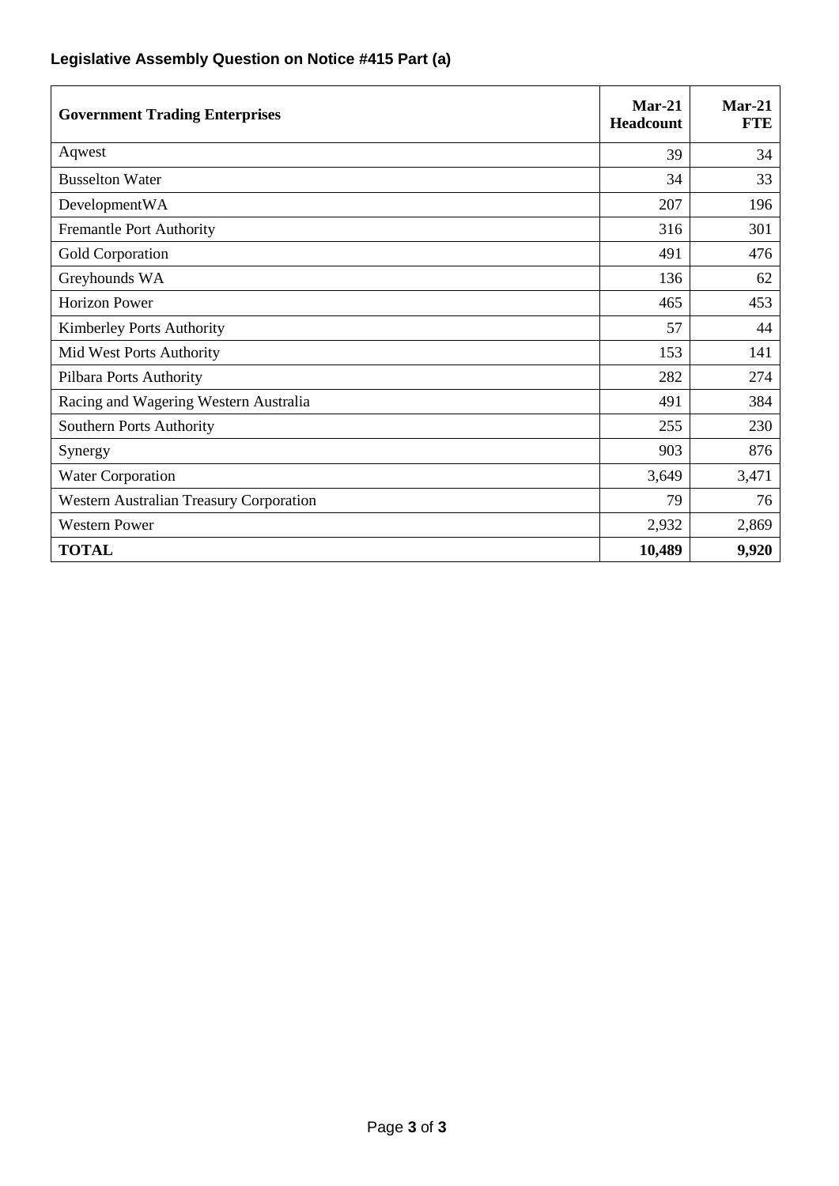**Legislative Assembly Question on Notice #415 Part (a)**

| Government Trading Enterprises | Mar-21 Headcount | Mar-21 FTE |
|---|---|---|
| Aqwest | 39 | 34 |
| Busselton Water | 34 | 33 |
| DevelopmentWA | 207 | 196 |
| Fremantle Port Authority | 316 | 301 |
| Gold Corporation | 491 | 476 |
| Greyhounds WA | 136 | 62 |
| Horizon Power | 465 | 453 |
| Kimberley Ports Authority | 57 | 44 |
| Mid West Ports Authority | 153 | 141 |
| Pilbara Ports Authority | 282 | 274 |
| Racing and Wagering Western Australia | 491 | 384 |
| Southern Ports Authority | 255 | 230 |
| Synergy | 903 | 876 |
| Water Corporation | 3,649 | 3,471 |
| Western Australian Treasury Corporation | 79 | 76 |
| Western Power | 2,932 | 2,869 |
| **TOTAL** | **10,489** | **9,920** |